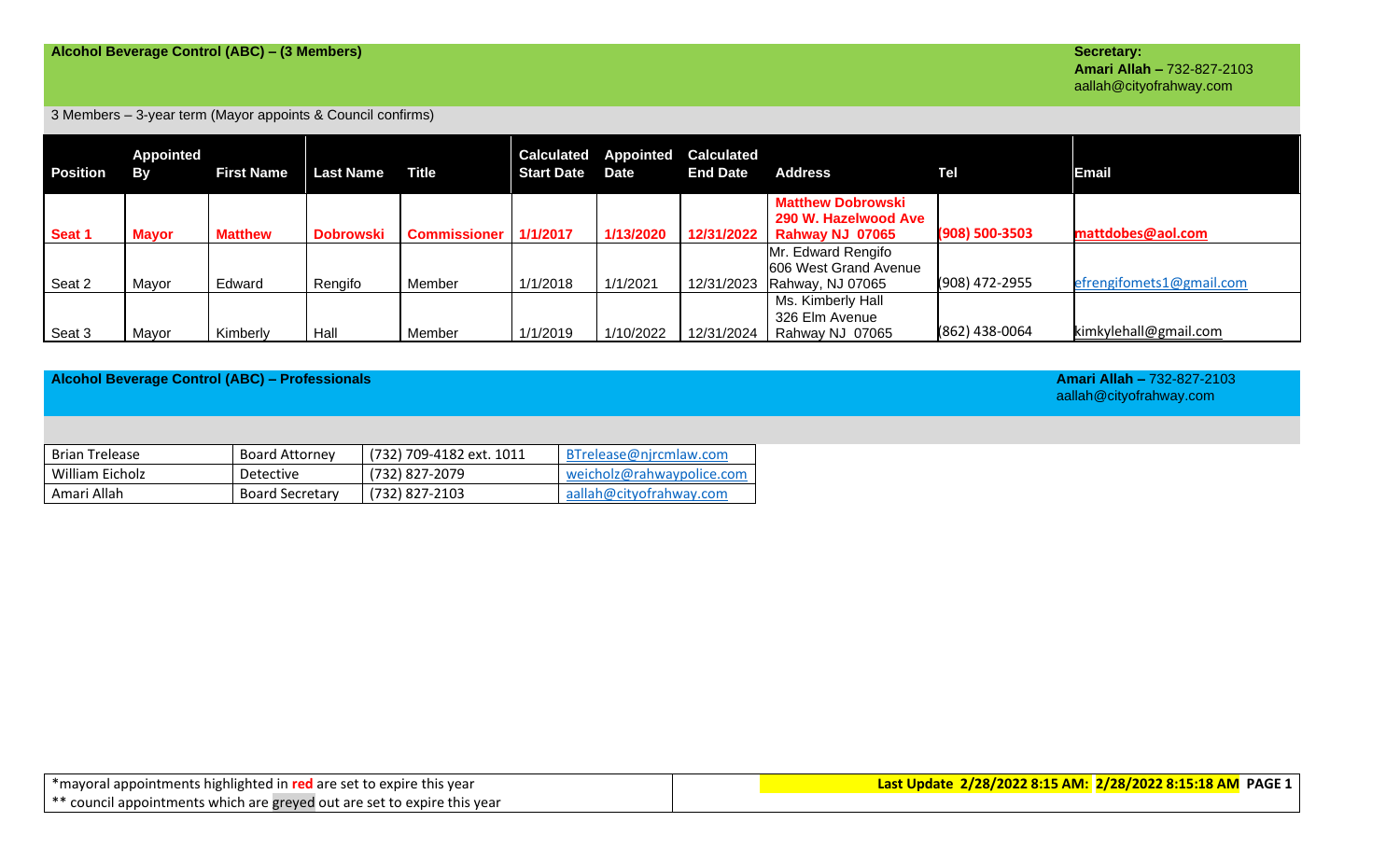## Alcohol Beverage Control (ABC) – (3 Members)

**Secretary:**
**Amari Allah –** 732-827-2103
aallah@cityofrahway.com

3 Members – 3-year term (Mayor appoints & Council confirms)

| Position | Appointed By | First Name | Last Name | Title | Calculated Start Date | Appointed Date | Calculated End Date | Address | Tel | Email |
|---|---|---|---|---|---|---|---|---|---|---|
| **Seat 1** | **Mayor** | **Matthew** | **Dobrowski** | **Commissioner** | **1/1/2017** | **1/13/2020** | **12/31/2022** | **Matthew Dobrowski 290 W. Hazelwood Ave Rahway NJ 07065** | **(908) 500-3503** | **mattdobes@aol.com** |
| Seat 2 | Mayor | Edward | Rengifo | Member | 1/1/2018 | 1/1/2021 | 12/31/2023 | Mr. Edward Rengifo 606 West Grand Avenue Rahway, NJ 07065 | (908) 472-2955 | efrengifomets1@gmail.com |
| Seat 3 | Mayor | Kimberly | Hall | Member | 1/1/2019 | 1/10/2022 | 12/31/2024 | Ms. Kimberly Hall 326 Elm Avenue Rahway NJ 07065 | (862) 438-0064 | kimkylehall@gmail.com |

## Alcohol Beverage Control (ABC) – Professionals

**Amari Allah –** 732-827-2103
aallah@cityofrahway.com

| | | | |
|---|---|---|---|
| Brian Trelease | Board Attorney | (732) 709-4182 ext. 1011 | BTrelease@njrcmlaw.com |
| William Eicholz | Detective | (732) 827-2079 | weicholz@rahwaypolice.com |
| Amari Allah | Board Secretary | (732) 827-2103 | aallah@cityofrahway.com |

*mayoral appointments highlighted in **red** are set to expire this year
** council appointments which are greyed out are set to expire this year

**Last Update 2/28/2022 8:15 AM: 2/28/2022 8:15:18 AM**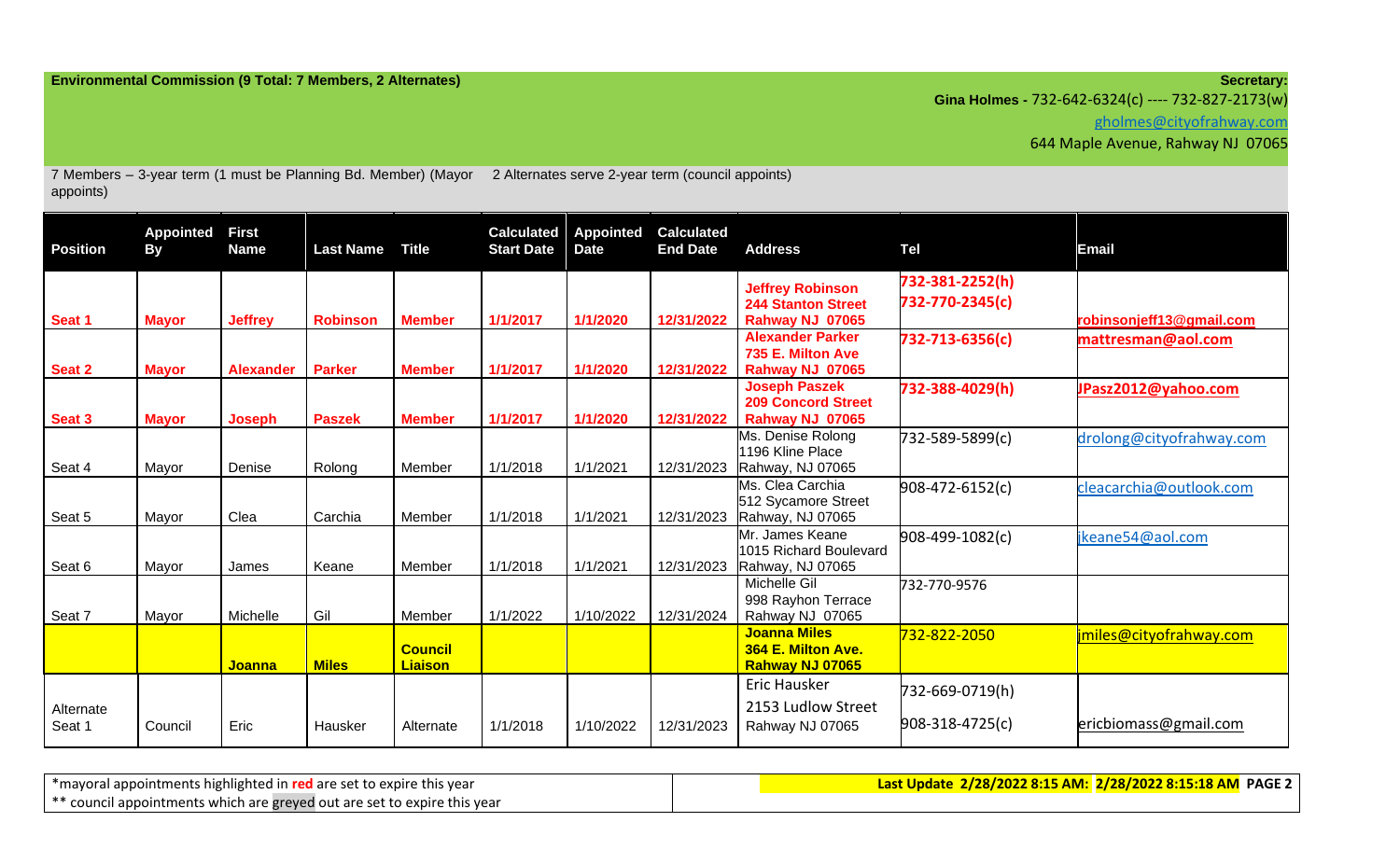**Environmental Commission (9 Total: 7 Members, 2 Alternates)**

**Secretary:**
**Gina Holmes -** 732-642-6324(c) ---- 732-827-2173(w)
gholmes@cityofrahway.com
644 Maple Avenue, Rahway NJ 07065

7 Members – 3-year term (1 must be Planning Bd. Member) (Mayor appoints)    2 Alternates serve 2-year term (council appoints)

| Position | Appointed By | First Name | Last Name | Title | Calculated Start Date | Appointed Date | Calculated End Date | Address | Tel | Email |
|---|---|---|---|---|---|---|---|---|---|---|
| **Seat 1** | **Mayor** | **Jeffrey** | **Robinson** | **Member** | **1/1/2017** | **1/1/2020** | **12/31/2022** | **Jeffrey Robinson 244 Stanton Street Rahway NJ 07065** | **732-381-2252(h) 732-770-2345(c)** | **robinsonjeff13@gmail.com** |
| **Seat 2** | **Mayor** | **Alexander** | **Parker** | **Member** | **1/1/2017** | **1/1/2020** | **12/31/2022** | **Alexander Parker 735 E. Milton Ave Rahway NJ 07065** | **732-713-6356(c)** | **mattresman@aol.com** |
| **Seat 3** | **Mayor** | **Joseph** | **Paszek** | **Member** | **1/1/2017** | **1/1/2020** | **12/31/2022** | **Joseph Paszek 209 Concord Street Rahway NJ 07065** | **732-388-4029(h)** | **JPasz2012@yahoo.com** |
| Seat 4 | Mayor | Denise | Rolong | Member | 1/1/2018 | 1/1/2021 | 12/31/2023 | Ms. Denise Rolong 1196 Kline Place Rahway, NJ 07065 | 732-589-5899(c) | drolong@cityofrahway.com |
| Seat 5 | Mayor | Clea | Carchia | Member | 1/1/2018 | 1/1/2021 | 12/31/2023 | Ms. Clea Carchia 512 Sycamore Street Rahway, NJ 07065 | 908-472-6152(c) | cleacarchia@outlook.com |
| Seat 6 | Mayor | James | Keane | Member | 1/1/2018 | 1/1/2021 | 12/31/2023 | Mr. James Keane 1015 Richard Boulevard Rahway, NJ 07065 | 908-499-1082(c) | jkeane54@aol.com |
| Seat 7 | Mayor | Michelle | Gil | Member | 1/1/2022 | 1/10/2022 | 12/31/2024 | Michelle Gil 998 Rayhon Terrace Rahway NJ 07065 | 732-770-9576 | |
| | | **Joanna** | **Miles** | **Council Liaison** | | | | **Joanna Miles 364 E. Milton Ave. Rahway NJ 07065** | 732-822-2050 | jmiles@cityofrahway.com |
| Alternate Seat 1 | Council | Eric | Hausker | Alternate | 1/1/2018 | 1/10/2022 | 12/31/2023 | Eric Hausker 2153 Ludlow Street Rahway NJ 07065 | 732-669-0719(h) 908-318-4725(c) | ericbiomass@gmail.com |

*mayoral appointments highlighted in red are set to expire this year
** council appointments which are greyed out are set to expire this year

**Last Update 2/28/2022 8:15 AM: 2/28/2022 8:15:18 AM**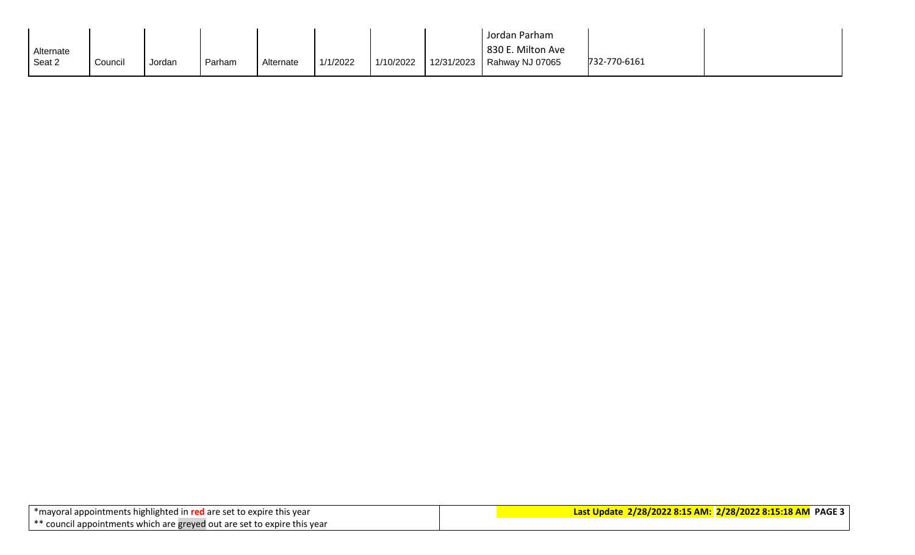| | | | | | | | | | | |
|---|---|---|---|---|---|---|---|---|---|---|
| Alternate Seat 2 | Council | Jordan | Parham | Alternate | 1/1/2022 | 1/10/2022 | 12/31/2023 | Jordan Parham 830 E. Milton Ave Rahway NJ 07065 | 732-770-6161 | |

| | |
|---|---|
| *mayoral appointments highlighted in **red** are set to expire this year<br>** council appointments which are greyed out are set to expire this year | **Last Update 2/28/2022 8:15 AM: 2/28/2022 8:15:18 AM** |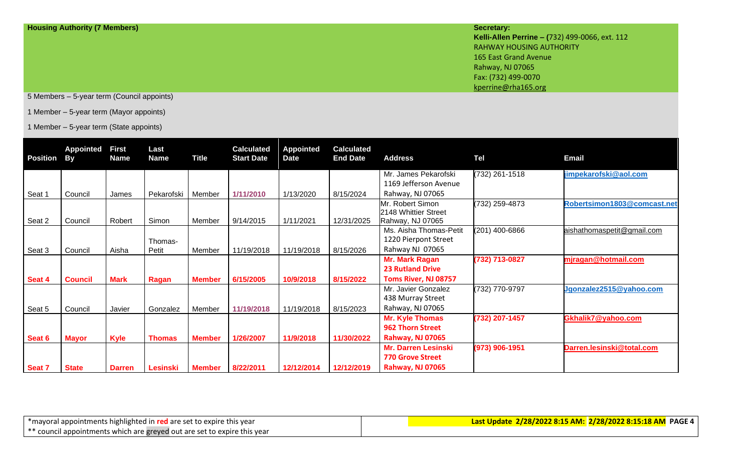**Housing Authority (7 Members)**

**Secretary:**
**Kelli-Allen Perrine – (**732) 499-0066, ext. 112
RAHWAY HOUSING AUTHORITY
165 East Grand Avenue
Rahway, NJ 07065
Fax: (732) 499-0070
kperrine@rha165.org

5 Members – 5-year term (Council appoints)

1 Member – 5-year term (Mayor appoints)

1 Member – 5-year term (State appoints)

| Position | Appointed By | First Name | Last Name | Title | Calculated Start Date | Appointed Date | Calculated End Date | Address | Tel | Email |
|---|---|---|---|---|---|---|---|---|---|---|
| Seat 1 | Council | James | Pekarofski | Member | 1/11/2010 | 1/13/2020 | 8/15/2024 | Mr. James Pekarofski 1169 Jefferson Avenue Rahway, NJ 07065 | (732) 261-1518 | jimpekarofski@aol.com |
| Seat 2 | Council | Robert | Simon | Member | 9/14/2015 | 1/11/2021 | 12/31/2025 | Mr. Robert Simon 2148 Whittier Street Rahway, NJ 07065 | (732) 259-4873 | Robertsimon1803@comcast.net |
| Seat 3 | Council | Aisha | Thomas-Petit | Member | 11/19/2018 | 11/19/2018 | 8/15/2026 | Ms. Aisha Thomas-Petit 1220 Pierpont Street Rahway NJ 07065 | (201) 400-6866 | aishathomaspetit@gmail.com |
| **Seat 4** | **Council** | **Mark** | **Ragan** | **Member** | **6/15/2005** | **10/9/2018** | **8/15/2022** | **Mr. Mark Ragan 23 Rutland Drive Toms River, NJ 08757** | **(732) 713-0827** | **mjragan@hotmail.com** |
| Seat 5 | Council | Javier | Gonzalez | Member | 11/19/2018 | 11/19/2018 | 8/15/2023 | Mr. Javier Gonzalez 438 Murray Street Rahway, NJ 07065 | (732) 770-9797 | Jgonzalez2515@yahoo.com |
| **Seat 6** | **Mayor** | **Kyle** | **Thomas** | **Member** | **1/26/2007** | **11/9/2018** | **11/30/2022** | **Mr. Kyle Thomas 962 Thorn Street Rahway, NJ 07065** | **(732) 207-1457** | **Gkhalik7@yahoo.com** |
| **Seat 7** | **State** | **Darren** | **Lesinski** | **Member** | **8/22/2011** | **12/12/2014** | **12/12/2019** | **Mr. Darren Lesinski 770 Grove Street Rahway, NJ 07065** | **(973) 906-1951** | **Darren.lesinski@total.com** |

*mayoral appointments highlighted in **red** are set to expire this year
** council appointments which are greyed out are set to expire this year

**Last Update 2/28/2022 8:15 AM: 2/28/2022 8:15:18 AM**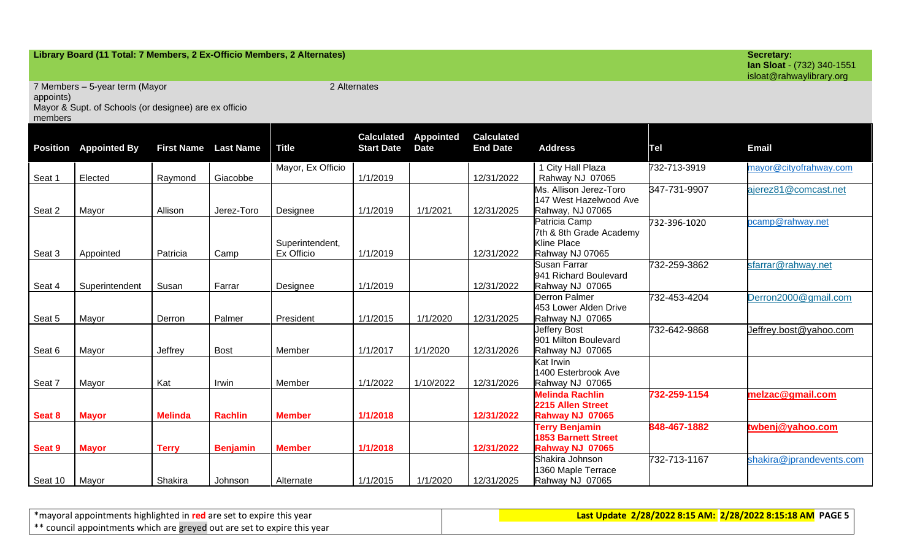## Library Board (11 Total: 7 Members, 2 Ex-Officio Members, 2 Alternates)

**Secretary:**
**Ian Sloat** - (732) 340-1551
isloat@rahwaylibrary.org

7 Members – 5-year term (Mayor appoints)
Mayor & Supt. of Schools (or designee) are ex officio members

2 Alternates

| Position | Appointed By | First Name | Last Name | Title | Calculated Start Date | Appointed Date | Calculated End Date | Address | Tel | Email |
|---|---|---|---|---|---|---|---|---|---|---|
| Seat 1 | Elected | Raymond | Giacobbe | Mayor, Ex Officio | 1/1/2019 | | 12/31/2022 | 1 City Hall Plaza Rahway NJ 07065 | 732-713-3919 | mayor@cityofrahway.com |
| Seat 2 | Mayor | Allison | Jerez-Toro | Designee | 1/1/2019 | 1/1/2021 | 12/31/2025 | Ms. Allison Jerez-Toro 147 West Hazelwood Ave Rahway, NJ 07065 | 347-731-9907 | ajerez81@comcast.net |
| Seat 3 | Appointed | Patricia | Camp | Superintendent, Ex Officio | 1/1/2019 | | 12/31/2022 | Patricia Camp 7th & 8th Grade Academy Kline Place Rahway NJ 07065 | 732-396-1020 | pcamp@rahway.net |
| Seat 4 | Superintendent | Susan | Farrar | Designee | 1/1/2019 | | 12/31/2022 | Susan Farrar 941 Richard Boulevard Rahway NJ 07065 | 732-259-3862 | sfarrar@rahway.net |
| Seat 5 | Mayor | Derron | Palmer | President | 1/1/2015 | 1/1/2020 | 12/31/2025 | Derron Palmer 453 Lower Alden Drive Rahway NJ 07065 | 732-453-4204 | Derron2000@gmail.com |
| Seat 6 | Mayor | Jeffrey | Bost | Member | 1/1/2017 | 1/1/2020 | 12/31/2026 | Jeffery Bost 901 Milton Boulevard Rahway NJ 07065 | 732-642-9868 | Jeffrey.bost@yahoo.com |
| Seat 7 | Mayor | Kat | Irwin | Member | 1/1/2022 | 1/10/2022 | 12/31/2026 | Kat Irwin 1400 Esterbrook Ave Rahway NJ 07065 | | |
| **Seat 8** | **Mayor** | **Melinda** | **Rachlin** | **Member** | **1/1/2018** | | **12/31/2022** | **Melinda Rachlin 2215 Allen Street Rahway NJ 07065** | **732-259-1154** | **melzac@gmail.com** |
| **Seat 9** | **Mayor** | **Terry** | **Benjamin** | **Member** | **1/1/2018** | | **12/31/2022** | **Terry Benjamin 1853 Barnett Street Rahway NJ 07065** | **848-467-1882** | **twbenj@yahoo.com** |
| Seat 10 | Mayor | Shakira | Johnson | Alternate | 1/1/2015 | 1/1/2020 | 12/31/2025 | Shakira Johnson 1360 Maple Terrace Rahway NJ 07065 | 732-713-1167 | shakira@jprandevents.com |

*mayoral appointments highlighted in **red** are set to expire this year
** council appointments which are greyed out are set to expire this year

**Last Update 2/28/2022 8:15 AM: 2/28/2022 8:15:18 AM**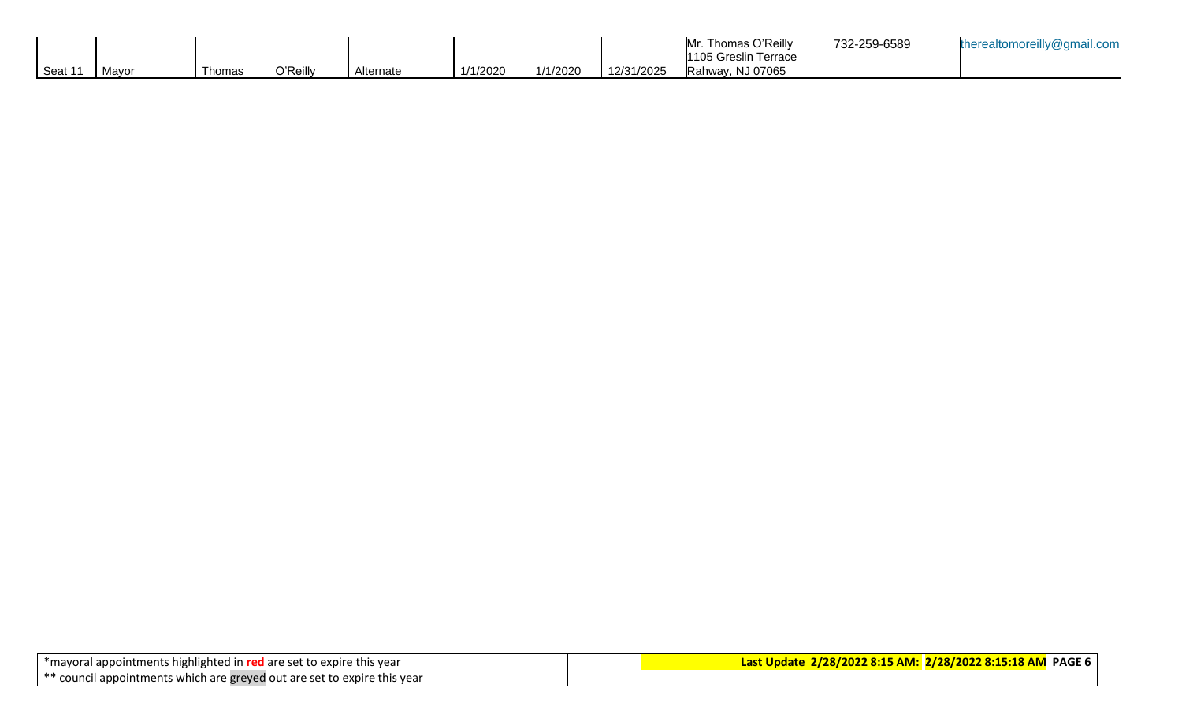| | | | | | | | | | | |
|---|---|---|---|---|---|---|---|---|---|---|
| Seat 11 | Mayor | Thomas | O'Reilly | Alternate | 1/1/2020 | 1/1/2020 | 12/31/2025 | Mr. Thomas O'Reilly 1105 Greslin Terrace Rahway, NJ 07065 | 732-259-6589 | therealtomoreilly@gmail.com |

| | |
|---|---|
| *mayoral appointments highlighted in **red** are set to expire this year<br>** council appointments which are greyed out are set to expire this year | **Last Update 2/28/2022 8:15 AM: 2/28/2022 8:15:18 AM** |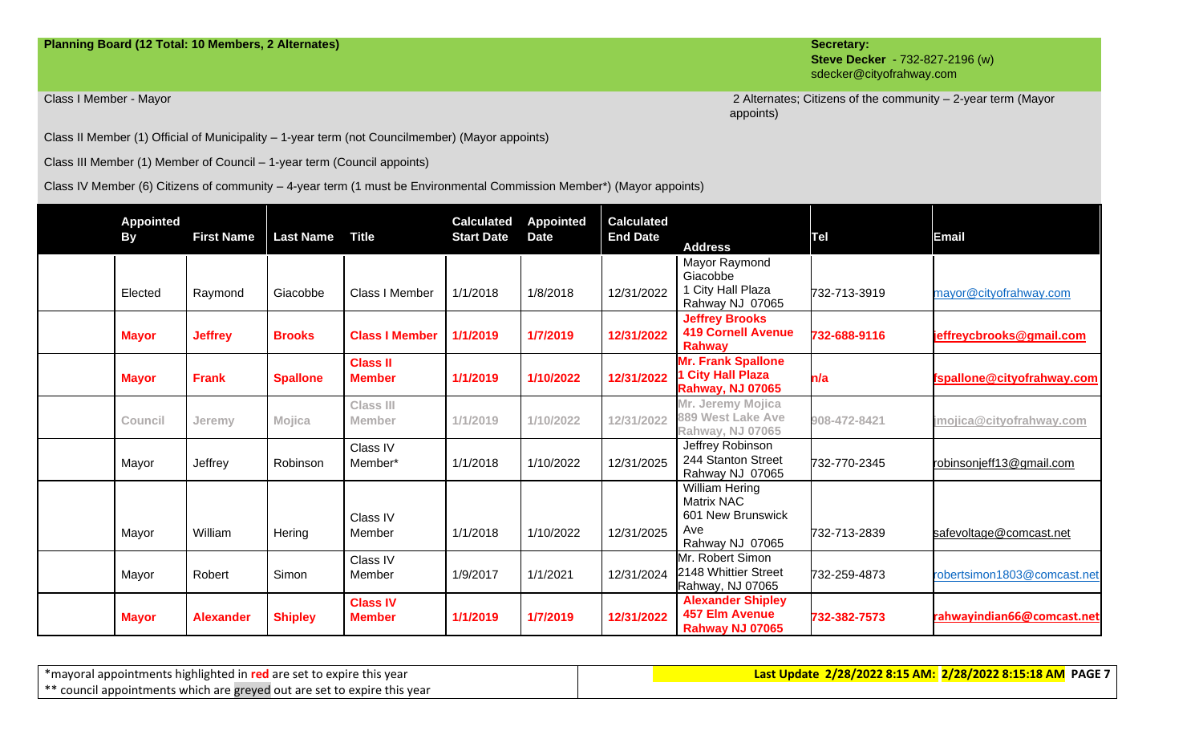**Planning Board (12 Total: 10 Members, 2 Alternates)**

**Secretary:**
**Steve Decker** - 732-827-2196 (w)
sdecker@cityofrahway.com

Class I Member - Mayor

2 Alternates; Citizens of the community – 2-year term (Mayor appoints)

Class II Member (1) Official of Municipality – 1-year term (not Councilmember) (Mayor appoints)

Class III Member (1) Member of Council – 1-year term (Council appoints)

Class IV Member (6) Citizens of community – 4-year term (1 must be Environmental Commission Member*) (Mayor appoints)

| | Appointed By | First Name | Last Name | Title | Calculated Start Date | Appointed Date | Calculated End Date | Address | Tel | Email |
|---|---|---|---|---|---|---|---|---|---|---|
| | Elected | Raymond | Giacobbe | Class I Member | 1/1/2018 | 1/8/2018 | 12/31/2022 | Mayor Raymond Giacobbe 1 City Hall Plaza Rahway NJ 07065 | 732-713-3919 | mayor@cityofrahway.com |
| | **Mayor** | **Jeffrey** | **Brooks** | **Class I Member** | **1/1/2019** | **1/7/2019** | **12/31/2022** | **Jeffrey Brooks 419 Cornell Avenue Rahway** | **732-688-9116** | **jeffreycbrooks@gmail.com** |
| | **Mayor** | **Frank** | **Spallone** | **Class II Member** | **1/1/2019** | **1/10/2022** | **12/31/2022** | **Mr. Frank Spallone 1 City Hall Plaza Rahway, NJ 07065** | **n/a** | **fspallone@cityofrahway.com** |
| | Council | Jeremy | Mojica | Class III Member | 1/1/2019 | 1/10/2022 | 12/31/2022 | Mr. Jeremy Mojica 889 West Lake Ave Rahway, NJ 07065 | 908-472-8421 | jmojica@cityofrahway.com |
| | Mayor | Jeffrey | Robinson | Class IV Member* | 1/1/2018 | 1/10/2022 | 12/31/2025 | Jeffrey Robinson 244 Stanton Street Rahway NJ 07065 | 732-770-2345 | robinsonjeff13@gmail.com |
| | Mayor | William | Hering | Class IV Member | 1/1/2018 | 1/10/2022 | 12/31/2025 | William Hering Matrix NAC 601 New Brunswick Ave Rahway NJ 07065 | 732-713-2839 | safevoltage@comcast.net |
| | Mayor | Robert | Simon | Class IV Member | 1/9/2017 | 1/1/2021 | 12/31/2024 | Mr. Robert Simon 2148 Whittier Street Rahway, NJ 07065 | 732-259-4873 | robertsimon1803@comcast.net |
| | **Mayor** | **Alexander** | **Shipley** | **Class IV Member** | **1/1/2019** | **1/7/2019** | **12/31/2022** | **Alexander Shipley 457 Elm Avenue Rahway NJ 07065** | **732-382-7573** | **rahwayindian66@comcast.net** |

*mayoral appointments highlighted in **red** are set to expire this year
** council appointments which are greyed out are set to expire this year

**Last Update 2/28/2022 8:15 AM: 2/28/2022 8:15:18 AM**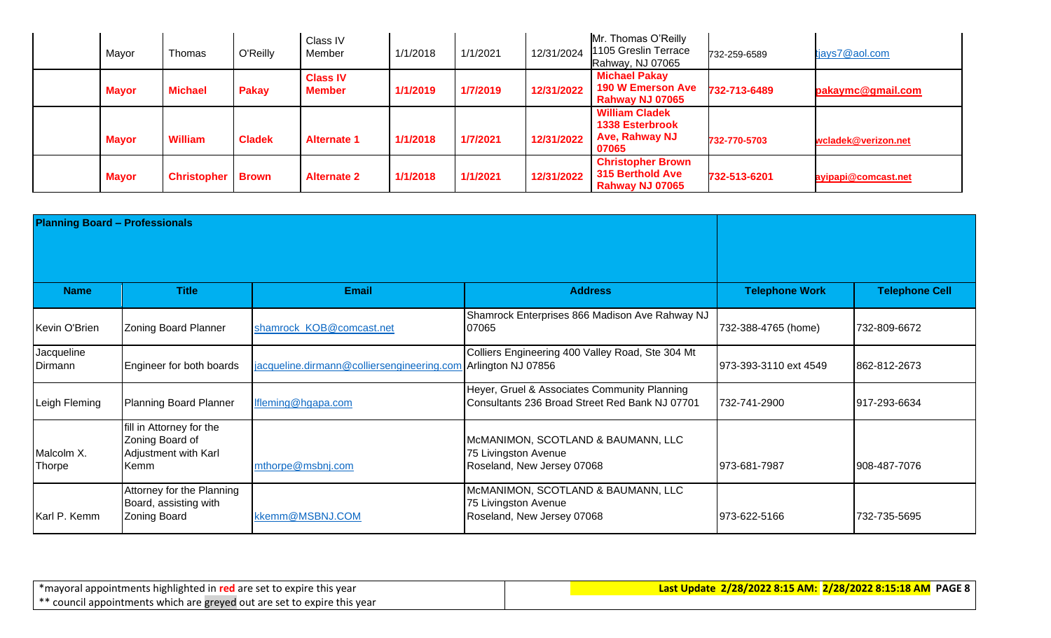|  | Mayor | Thomas | O'Reilly | Class IV Member | 1/1/2018 | 1/1/2021 | 12/31/2024 | Mr. Thomas O'Reilly 1105 Greslin Terrace Rahway, NJ 07065 | 732-259-6589 | tjays7@aol.com |
|---|---|---|---|---|---|---|---|---|---|---|
|  | **Mayor** | **Michael** | **Pakay** | **Class IV Member** | **1/1/2019** | **1/7/2019** | **12/31/2022** | **Michael Pakay 190 W Emerson Ave Rahway NJ 07065** | **732-713-6489** | **pakaymc@gmail.com** |
|  | **Mayor** | **William** | **Cladek** | **Alternate 1** | **1/1/2018** | **1/7/2021** | **12/31/2022** | **William Cladek 1338 Esterbrook Ave, Rahway NJ 07065** | **732-770-5703** | **wcladek@verizon.net** |
|  | **Mayor** | **Christopher** | **Brown** | **Alternate 2** | **1/1/2018** | **1/1/2021** | **12/31/2022** | **Christopher Brown 315 Berthold Ave Rahway NJ 07065** | **732-513-6201** | **ayipapi@comcast.net** |

**Planning Board – Professionals**

| Name | Title | Email | Address | Telephone Work | Telephone Cell |
|---|---|---|---|---|---|
| Kevin O'Brien | Zoning Board Planner | shamrock_KOB@comcast.net | Shamrock Enterprises 866 Madison Ave Rahway NJ 07065 | 732-388-4765 (home) | 732-809-6672 |
| Jacqueline Dirmann | Engineer for both boards | jacqueline.dirmann@colliersengineering.com | Colliers Engineering 400 Valley Road, Ste 304 Mt Arlington NJ 07856 | 973-393-3110 ext 4549 | 862-812-2673 |
| Leigh Fleming | Planning Board Planner | lfleming@hgapa.com | Heyer, Gruel & Associates Community Planning Consultants 236 Broad Street Red Bank NJ 07701 | 732-741-2900 | 917-293-6634 |
| Malcolm X. Thorpe | fill in Attorney for the Zoning Board of Adjustment with Karl Kemm | mthorpe@msbnj.com | McMANIMON, SCOTLAND & BAUMANN, LLC 75 Livingston Avenue Roseland, New Jersey 07068 | 973-681-7987 | 908-487-7076 |
| Karl P. Kemm | Attorney for the Planning Board, assisting with Zoning Board | kkemm@MSBNJ.COM | McMANIMON, SCOTLAND & BAUMANN, LLC 75 Livingston Avenue Roseland, New Jersey 07068 | 973-622-5166 | 732-735-5695 |

*mayoral appointments highlighted in **red** are set to expire this year
** council appointments which are greyed out are set to expire this year

**Last Update 2/28/2022 8:15 AM: 2/28/2022 8:15:18 AM**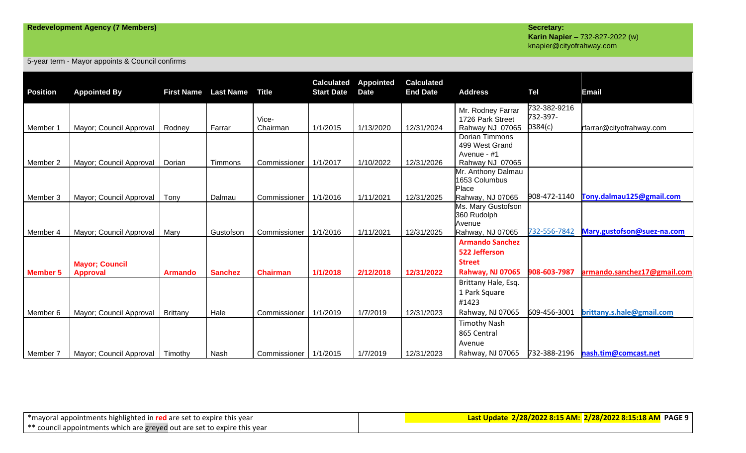**Redevelopment Agency (7 Members)**

**Secretary:**
**Karin Napier –** 732-827-2022 (w)
knapier@cityofrahway.com

5-year term - Mayor appoints & Council confirms

| Position | Appointed By | First Name | Last Name | Title | Calculated Start Date | Appointed Date | Calculated End Date | Address | Tel | Email |
|---|---|---|---|---|---|---|---|---|---|---|
| Member 1 | Mayor; Council Approval | Rodney | Farrar | Vice-Chairman | 1/1/2015 | 1/13/2020 | 12/31/2024 | Mr. Rodney Farrar 1726 Park Street Rahway NJ 07065 | 732-382-9216 732-397-0384(c) | rfarrar@cityofrahway.com |
| Member 2 | Mayor; Council Approval | Dorian | Timmons | Commissioner | 1/1/2017 | 1/10/2022 | 12/31/2026 | Dorian Timmons 499 West Grand Avenue - #1 Rahway NJ 07065 | | |
| Member 3 | Mayor; Council Approval | Tony | Dalmau | Commissioner | 1/1/2016 | 1/11/2021 | 12/31/2025 | Mr. Anthony Dalmau 1653 Columbus Place Rahway, NJ 07065 | 908-472-1140 | Tony.dalmau125@gmail.com |
| Member 4 | Mayor; Council Approval | Mary | Gustofson | Commissioner | 1/1/2016 | 1/11/2021 | 12/31/2025 | Ms. Mary Gustofson 360 Rudolph Avenue Rahway, NJ 07065 | 732-556-7842 | Mary.gustofson@suez-na.com |
| **Member 5** | **Mayor; Council Approval** | **Armando** | **Sanchez** | **Chairman** | **1/1/2018** | **2/12/2018** | **12/31/2022** | **Armando Sanchez 522 Jefferson Street Rahway, NJ 07065** | **908-603-7987** | **armando.sanchez17@gmail.com** |
| Member 6 | Mayor; Council Approval | Brittany | Hale | Commissioner | 1/1/2019 | 1/7/2019 | 12/31/2023 | Brittany Hale, Esq. 1 Park Square #1423 Rahway, NJ 07065 | 609-456-3001 | brittany.s.hale@gmail.com |
| Member 7 | Mayor; Council Approval | Timothy | Nash | Commissioner | 1/1/2015 | 1/7/2019 | 12/31/2023 | Timothy Nash 865 Central Avenue Rahway, NJ 07065 | 732-388-2196 | nash.tim@comcast.net |

*mayoral appointments highlighted in **red** are set to expire this year
** council appointments which are greyed out are set to expire this year

**Last Update 2/28/2022 8:15 AM: 2/28/2022 8:15:18 AM**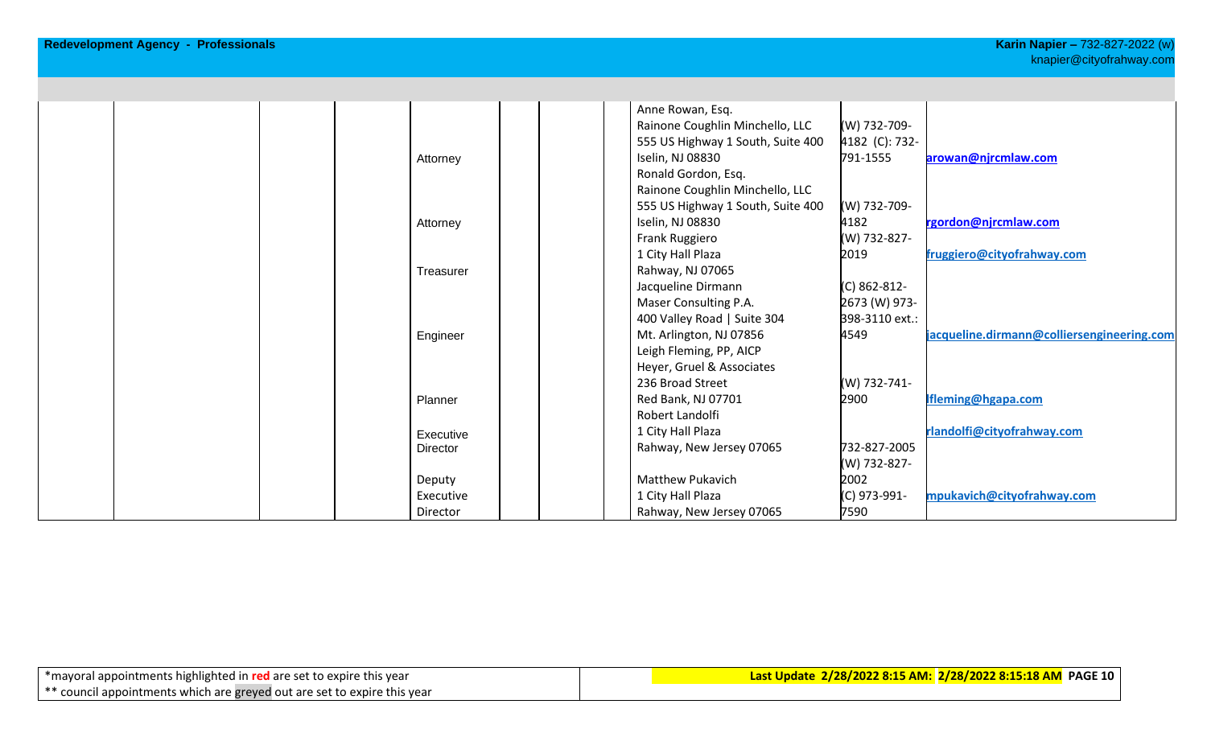**Redevelopment Agency - Professionals**

**Karin Napier –** 732-827-2022 (w)
knapier@cityofrahway.com

| | | | | | | | | | |
|---|---|---|---|---|---|---|---|---|---|
| | | | Attorney | | | | Anne Rowan, Esq.<br>Rainone Coughlin Minchello, LLC<br>555 US Highway 1 South, Suite 400<br>Iselin, NJ 08830 | (W) 732-709-4182 (C): 732-791-1555 | **arowan@njrcmlaw.com** |
| | | | Attorney | | | | Ronald Gordon, Esq.<br>Rainone Coughlin Minchello, LLC<br>555 US Highway 1 South, Suite 400<br>Iselin, NJ 08830 | (W) 732-709-4182 | **rgordon@njrcmlaw.com** |
| | | | Treasurer | | | | Frank Ruggiero<br>1 City Hall Plaza<br>Rahway, NJ 07065 | (W) 732-827-2019 | **fruggiero@cityofrahway.com** |
| | | | Engineer | | | | Jacqueline Dirmann<br>Maser Consulting P.A.<br>400 Valley Road \| Suite 304<br>Mt. Arlington, NJ 07856 | (C) 862-812-2673 (W) 973-398-3110 ext.: 4549 | **jacqueline.dirmann@colliersengineering.com** |
| | | | Planner | | | | Leigh Fleming, PP, AICP<br>Heyer, Gruel & Associates<br>236 Broad Street<br>Red Bank, NJ 07701 | (W) 732-741-2900 | **lfleming@hgapa.com** |
| | | | Executive Director | | | | Robert Landolfi<br>1 City Hall Plaza<br>Rahway, New Jersey 07065 | 732-827-2005 | **rlandolfi@cityofrahway.com** |
| | | | Deputy Executive Director | | | | Matthew Pukavich<br>1 City Hall Plaza<br>Rahway, New Jersey 07065 | (W) 732-827-2002 (C) 973-991-7590 | **mpukavich@cityofrahway.com** |

*mayoral appointments highlighted in **red** are set to expire this year
** council appointments which are greyed out are set to expire this year

**Last Update 2/28/2022 8:15 AM: 2/28/2022 8:15:18 AM**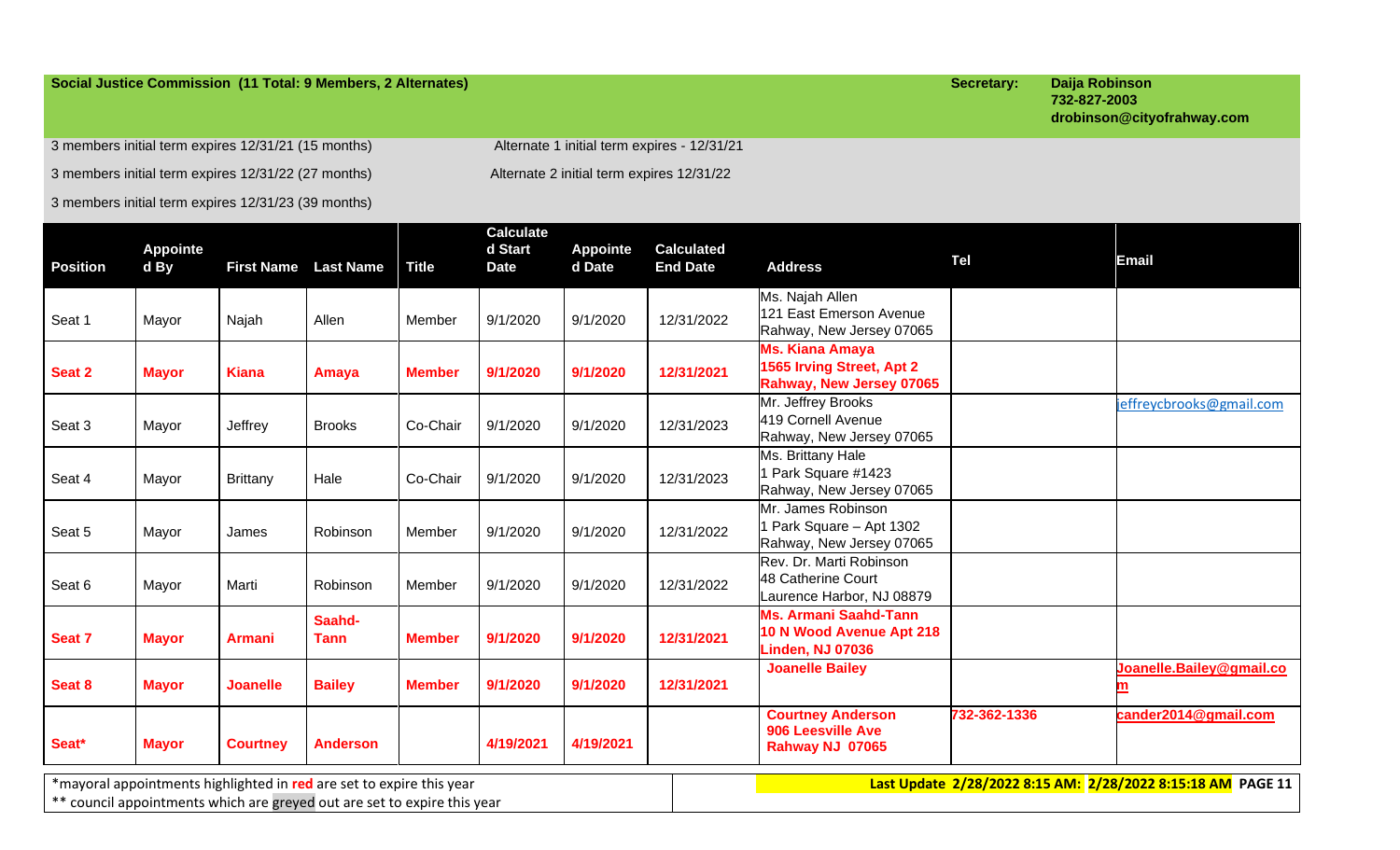**Social Justice Commission (11 Total: 9 Members, 2 Alternates)**

**Secretary:** **Daija Robinson**
**732-827-2003**
**drobinson@cityofrahway.com**

3 members initial term expires 12/31/21 (15 months)

3 members initial term expires 12/31/22 (27 months)

3 members initial term expires 12/31/23 (39 months)

Alternate 1 initial term expires - 12/31/21

Alternate 2 initial term expires 12/31/22

| Position | Appointed By | First Name | Last Name | Title | Calculated Start Date | Appointed Date | Calculated End Date | Address | Tel | Email |
|---|---|---|---|---|---|---|---|---|---|---|
| Seat 1 | Mayor | Najah | Allen | Member | 9/1/2020 | 9/1/2020 | 12/31/2022 | Ms. Najah Allen 121 East Emerson Avenue Rahway, New Jersey 07065 | | |
| **Seat 2** | **Mayor** | **Kiana** | **Amaya** | **Member** | **9/1/2020** | **9/1/2020** | **12/31/2021** | **Ms. Kiana Amaya 1565 Irving Street, Apt 2 Rahway, New Jersey 07065** | | |
| Seat 3 | Mayor | Jeffrey | Brooks | Co-Chair | 9/1/2020 | 9/1/2020 | 12/31/2023 | Mr. Jeffrey Brooks 419 Cornell Avenue Rahway, New Jersey 07065 | | jeffreycbrooks@gmail.com |
| Seat 4 | Mayor | Brittany | Hale | Co-Chair | 9/1/2020 | 9/1/2020 | 12/31/2023 | Ms. Brittany Hale 1 Park Square #1423 Rahway, New Jersey 07065 | | |
| Seat 5 | Mayor | James | Robinson | Member | 9/1/2020 | 9/1/2020 | 12/31/2022 | Mr. James Robinson 1 Park Square – Apt 1302 Rahway, New Jersey 07065 | | |
| Seat 6 | Mayor | Marti | Robinson | Member | 9/1/2020 | 9/1/2020 | 12/31/2022 | Rev. Dr. Marti Robinson 48 Catherine Court Laurence Harbor, NJ 08879 | | |
| **Seat 7** | **Mayor** | **Armani** | **Saahd-Tann** | **Member** | **9/1/2020** | **9/1/2020** | **12/31/2021** | **Ms. Armani Saahd-Tann 10 N Wood Avenue Apt 218 Linden, NJ 07036** | | |
| **Seat 8** | **Mayor** | **Joanelle** | **Bailey** | **Member** | **9/1/2020** | **9/1/2020** | **12/31/2021** | **Joanelle Bailey** | | **Joanelle.Bailey@gmail.com** |
| **Seat*** | **Mayor** | **Courtney** | **Anderson** | | **4/19/2021** | **4/19/2021** | | **Courtney Anderson 906 Leesville Ave Rahway NJ 07065** | **732-362-1336** | **cander2014@gmail.com** |

*mayoral appointments highlighted in **red** are set to expire this year
** council appointments which are greyed out are set to expire this year

**Last Update 2/28/2022 8:15 AM: 2/28/2022 8:15:18 AM**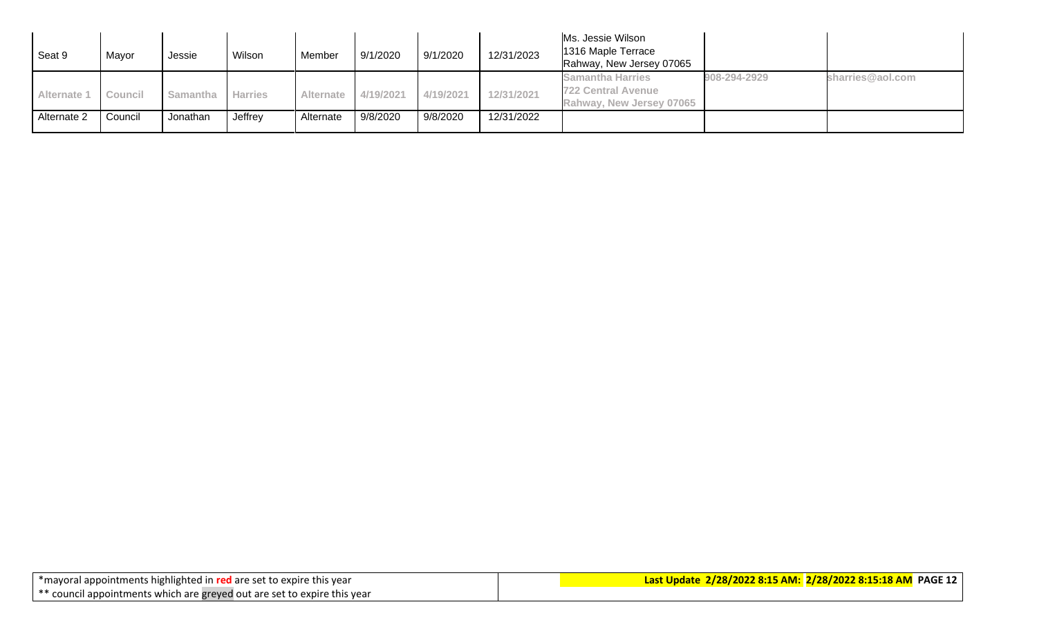| Seat 9 | Mayor | Jessie | Wilson | Member | 9/1/2020 | 9/1/2020 | 12/31/2023 | Ms. Jessie Wilson<br>1316 Maple Terrace<br>Rahway, New Jersey 07065 | | |
|---|---|---|---|---|---|---|---|---|---|---|
| Alternate 1 | Council | Samantha | Harries | Alternate | 4/19/2021 | 4/19/2021 | 12/31/2021 | Samantha Harries<br>722 Central Avenue<br>Rahway, New Jersey 07065 | 908-294-2929 | sharries@aol.com |
| Alternate 2 | Council | Jonathan | Jeffrey | Alternate | 9/8/2020 | 9/8/2020 | 12/31/2022 | | | |

*mayoral appointments highlighted in **red** are set to expire this year
** council appointments which are greyed out are set to expire this year

**Last Update 2/28/2022 8:15 AM: 2/28/2022 8:15:18 AM**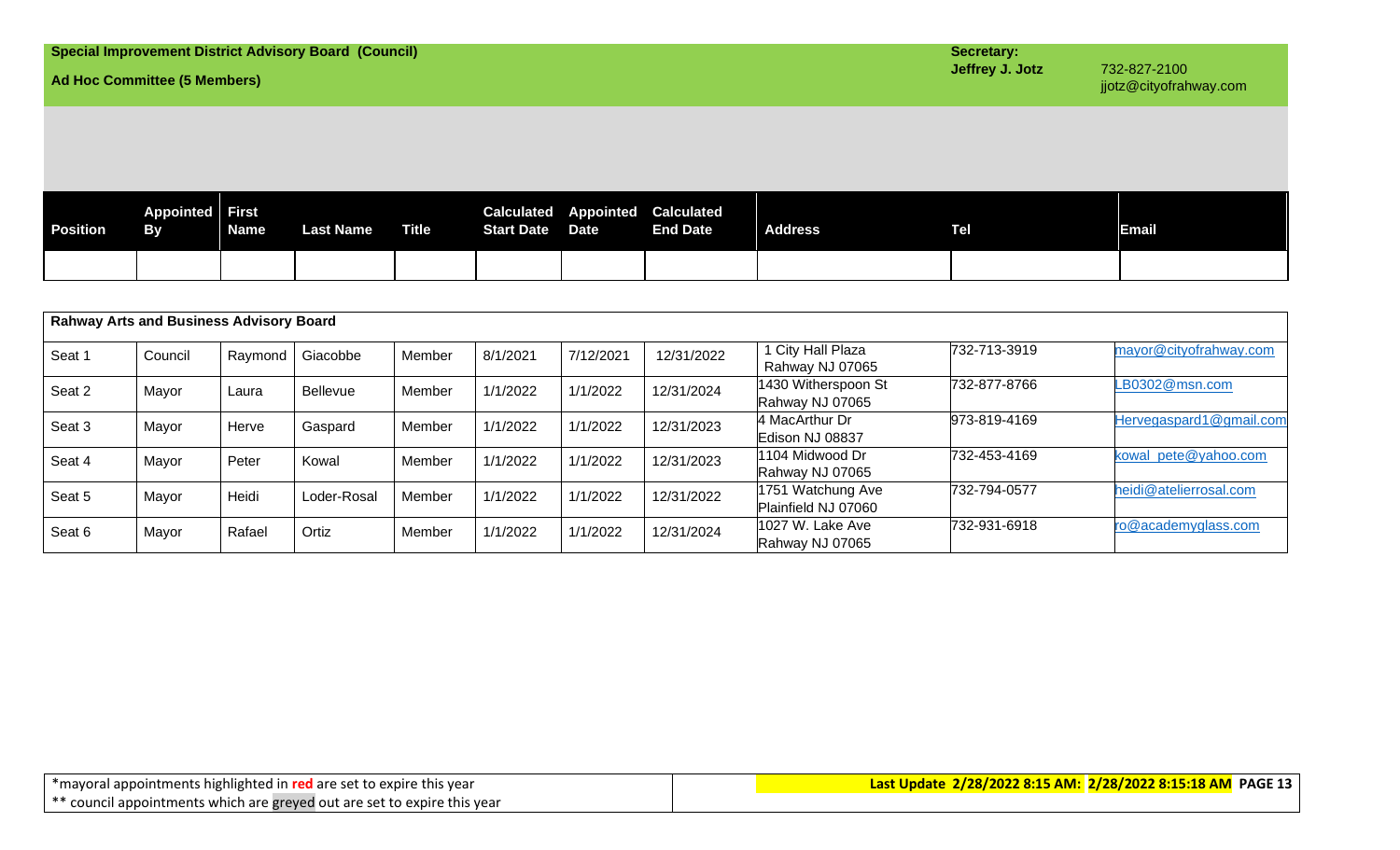**Special Improvement District Advisory Board (Council)**

**Ad Hoc Committee (5 Members)**

**Secretary:**
**Jeffrey J. Jotz** 732-827-2100
jjotz@cityofrahway.com

| Position | Appointed By | First Name | Last Name | Title | Calculated Start Date | Appointed Date | Calculated End Date | Address | Tel | Email |
|---|---|---|---|---|---|---|---|---|---|---|
| | | | | | | | | | | |

| **Rahway Arts and Business Advisory Board** | | | | | | | | | | |
|---|---|---|---|---|---|---|---|---|---|---|
| Seat 1 | Council | Raymond | Giacobbe | Member | 8/1/2021 | 7/12/2021 | 12/31/2022 | 1 City Hall Plaza Rahway NJ 07065 | 732-713-3919 | mayor@cityofrahway.com |
| Seat 2 | Mayor | Laura | Bellevue | Member | 1/1/2022 | 1/1/2022 | 12/31/2024 | 1430 Witherspoon St Rahway NJ 07065 | 732-877-8766 | LB0302@msn.com |
| Seat 3 | Mayor | Herve | Gaspard | Member | 1/1/2022 | 1/1/2022 | 12/31/2023 | 4 MacArthur Dr Edison NJ 08837 | 973-819-4169 | Hervegaspard1@gmail.com |
| Seat 4 | Mayor | Peter | Kowal | Member | 1/1/2022 | 1/1/2022 | 12/31/2023 | 1104 Midwood Dr Rahway NJ 07065 | 732-453-4169 | kowal_pete@yahoo.com |
| Seat 5 | Mayor | Heidi | Loder-Rosal | Member | 1/1/2022 | 1/1/2022 | 12/31/2022 | 1751 Watchung Ave Plainfield NJ 07060 | 732-794-0577 | heidi@atelierrosal.com |
| Seat 6 | Mayor | Rafael | Ortiz | Member | 1/1/2022 | 1/1/2022 | 12/31/2024 | 1027 W. Lake Ave Rahway NJ 07065 | 732-931-6918 | ro@academyglass.com |

*mayoral appointments highlighted in red are set to expire this year
** council appointments which are greyed out are set to expire this year

**Last Update 2/28/2022 8:15 AM: 2/28/2022 8:15:18 AM**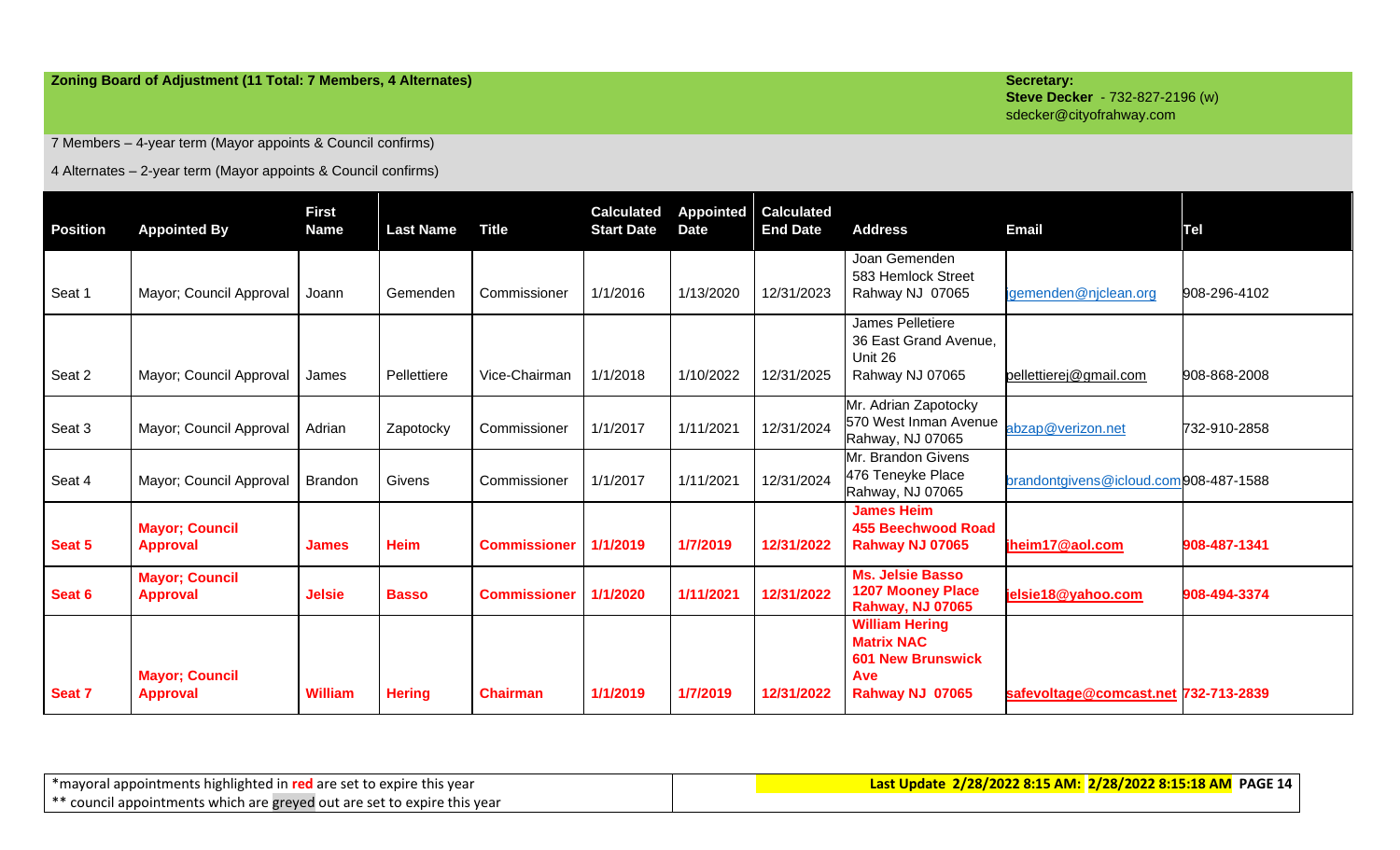**Zoning Board of Adjustment (11 Total: 7 Members, 4 Alternates)**

**Secretary:**
**Steve Decker** - 732-827-2196 (w)
sdecker@cityofrahway.com

7 Members – 4-year term (Mayor appoints & Council confirms)

4 Alternates – 2-year term (Mayor appoints & Council confirms)

| Position | Appointed By | First Name | Last Name | Title | Calculated Start Date | Appointed Date | Calculated End Date | Address | Email | Tel |
|---|---|---|---|---|---|---|---|---|---|---|
| Seat 1 | Mayor; Council Approval | Joann | Gemenden | Commissioner | 1/1/2016 | 1/13/2020 | 12/31/2023 | Joan Gemenden 583 Hemlock Street Rahway NJ 07065 | jgemenden@njclean.org | 908-296-4102 |
| Seat 2 | Mayor; Council Approval | James | Pellettiere | Vice-Chairman | 1/1/2018 | 1/10/2022 | 12/31/2025 | James Pelletiere 36 East Grand Avenue, Unit 26 Rahway NJ 07065 | pellettierej@gmail.com | 908-868-2008 |
| Seat 3 | Mayor; Council Approval | Adrian | Zapotocky | Commissioner | 1/1/2017 | 1/11/2021 | 12/31/2024 | Mr. Adrian Zapotocky 570 West Inman Avenue Rahway, NJ 07065 | abzap@verizon.net | 732-910-2858 |
| Seat 4 | Mayor; Council Approval | Brandon | Givens | Commissioner | 1/1/2017 | 1/11/2021 | 12/31/2024 | Mr. Brandon Givens 476 Teneyke Place Rahway, NJ 07065 | brandontgivens@icloud.com | 908-487-1588 |
| **Seat 5** | **Mayor; Council Approval** | **James** | **Heim** | **Commissioner** | **1/1/2019** | **1/7/2019** | **12/31/2022** | **James Heim 455 Beechwood Road Rahway NJ 07065** | **jheim17@aol.com** | **908-487-1341** |
| **Seat 6** | **Mayor; Council Approval** | **Jelsie** | **Basso** | **Commissioner** | **1/1/2020** | **1/11/2021** | **12/31/2022** | **Ms. Jelsie Basso 1207 Mooney Place Rahway, NJ 07065** | **jelsie18@yahoo.com** | **908-494-3374** |
| **Seat 7** | **Mayor; Council Approval** | **William** | **Hering** | **Chairman** | **1/1/2019** | **1/7/2019** | **12/31/2022** | **William Hering Matrix NAC 601 New Brunswick Ave Rahway NJ 07065** | **safevoltage@comcast.net** | **732-713-2839** |

*mayoral appointments highlighted in **red** are set to expire this year
** council appointments which are greyed out are set to expire this year

**Last Update 2/28/2022 8:15 AM: 2/28/2022 8:15:18 AM**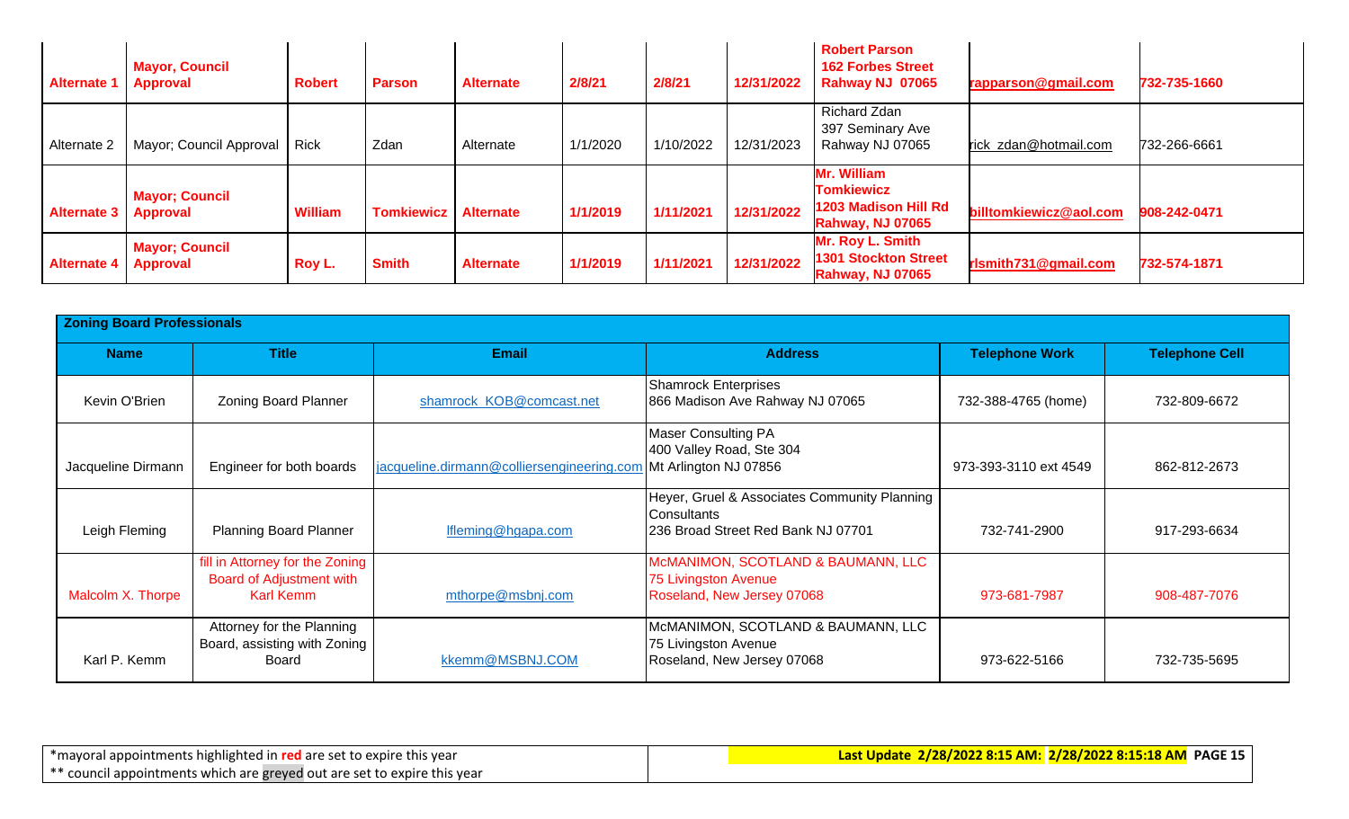| Alternate 1 | Mayor, Council Approval | Robert | Parson | Alternate | 2/8/21 | 2/8/21 | 12/31/2022 | Robert Parson<br>162 Forbes Street<br>Rahway NJ 07065 | rapparson@gmail.com | 732-735-1660 |
|---|---|---|---|---|---|---|---|---|---|---|
| Alternate 2 | Mayor; Council Approval | Rick | Zdan | Alternate | 1/1/2020 | 1/10/2022 | 12/31/2023 | Richard Zdan<br>397 Seminary Ave<br>Rahway NJ 07065 | rick_zdan@hotmail.com | 732-266-6661 |
| Alternate 3 | Mayor; Council Approval | William | Tomkiewicz | Alternate | 1/1/2019 | 1/11/2021 | 12/31/2022 | Mr. William Tomkiewicz<br>1203 Madison Hill Rd<br>Rahway, NJ 07065 | billtomkiewicz@aol.com | 908-242-0471 |
| Alternate 4 | Mayor; Council Approval | Roy L. | Smith | Alternate | 1/1/2019 | 1/11/2021 | 12/31/2022 | Mr. Roy L. Smith<br>1301 Stockton Street<br>Rahway, NJ 07065 | rlsmith731@gmail.com | 732-574-1871 |

**Zoning Board Professionals**

| Name | Title | Email | Address | Telephone Work | Telephone Cell |
|---|---|---|---|---|---|
| Kevin O'Brien | Zoning Board Planner | shamrock_KOB@comcast.net | Shamrock Enterprises<br>866 Madison Ave Rahway NJ 07065 | 732-388-4765 (home) | 732-809-6672 |
| Jacqueline Dirmann | Engineer for both boards | jacqueline.dirmann@colliersengineering.com | Maser Consulting PA<br>400 Valley Road, Ste 304<br>Mt Arlington NJ 07856 | 973-393-3110 ext 4549 | 862-812-2673 |
| Leigh Fleming | Planning Board Planner | lfleming@hgapa.com | Heyer, Gruel & Associates Community Planning Consultants<br>236 Broad Street Red Bank NJ 07701 | 732-741-2900 | 917-293-6634 |
| Malcolm X. Thorpe | fill in Attorney for the Zoning Board of Adjustment with Karl Kemm | mthorpe@msbnj.com | McMANIMON, SCOTLAND & BAUMANN, LLC<br>75 Livingston Avenue<br>Roseland, New Jersey 07068 | 973-681-7987 | 908-487-7076 |
| Karl P. Kemm | Attorney for the Planning Board, assisting with Zoning Board | kkemm@MSBNJ.COM | McMANIMON, SCOTLAND & BAUMANN, LLC<br>75 Livingston Avenue<br>Roseland, New Jersey 07068 | 973-622-5166 | 732-735-5695 |

*mayoral appointments highlighted in **red** are set to expire this year
** council appointments which are greyed out are set to expire this year

**Last Update 2/28/2022 8:15 AM: 2/28/2022 8:15:18 AM**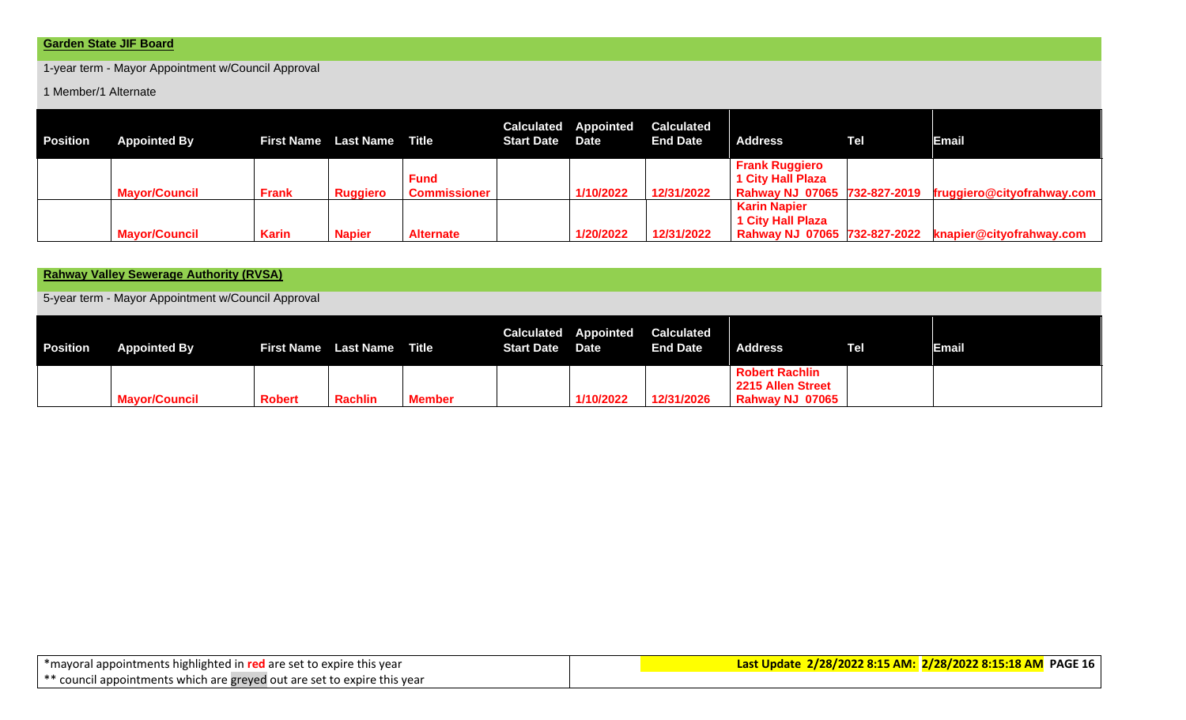## Garden State JIF Board

1-year term - Mayor Appointment w/Council Approval

1 Member/1 Alternate

| Position | Appointed By | First Name | Last Name | Title | Calculated Start Date | Appointed Date | Calculated End Date | Address | Tel | Email |
|---|---|---|---|---|---|---|---|---|---|---|
| | Mayor/Council | Frank | Ruggiero | Fund Commissioner | | 1/10/2022 | 12/31/2022 | Frank Ruggiero 1 City Hall Plaza Rahway NJ 07065 | 732-827-2019 | fruggiero@cityofrahway.com |
| | Mayor/Council | Karin | Napier | Alternate | | 1/20/2022 | 12/31/2022 | Karin Napier 1 City Hall Plaza Rahway NJ 07065 | 732-827-2022 | knapier@cityofrahway.com |

## Rahway Valley Sewerage Authority (RVSA)

5-year term - Mayor Appointment w/Council Approval

| Position | Appointed By | First Name | Last Name | Title | Calculated Start Date | Appointed Date | Calculated End Date | Address | Tel | Email |
|---|---|---|---|---|---|---|---|---|---|---|
| | Mayor/Council | Robert | Rachlin | Member | | 1/10/2022 | 12/31/2026 | Robert Rachlin 2215 Allen Street Rahway NJ 07065 | | |

*mayoral appointments highlighted in **red** are set to expire this year
** council appointments which are greyed out are set to expire this year

**Last Update 2/28/2022 8:15 AM: 2/28/2022 8:15:18 AM**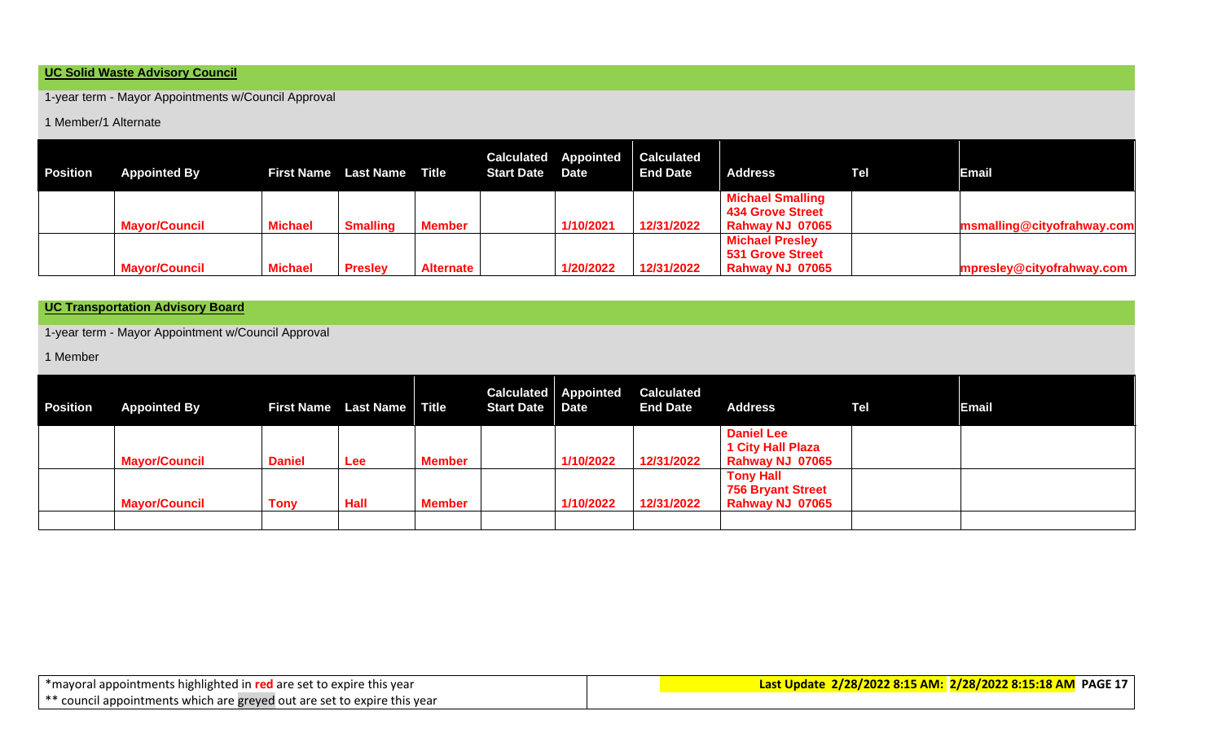## UC Solid Waste Advisory Council

1-year term - Mayor Appointments w/Council Approval

1 Member/1 Alternate

| Position | Appointed By | First Name | Last Name | Title | Calculated Start Date | Appointed Date | Calculated End Date | Address | Tel | Email |
|---|---|---|---|---|---|---|---|---|---|---|
| | Mayor/Council | Michael | Smalling | Member | | 1/10/2021 | 12/31/2022 | Michael Smalling 434 Grove Street Rahway NJ 07065 | | msmalling@cityofrahway.com |
| | Mayor/Council | Michael | Presley | Alternate | | 1/20/2022 | 12/31/2022 | Michael Presley 531 Grove Street Rahway NJ 07065 | | mpresley@cityofrahway.com |

## UC Transportation Advisory Board

1-year term - Mayor Appointment w/Council Approval

1 Member

| Position | Appointed By | First Name | Last Name | Title | Calculated Start Date | Appointed Date | Calculated End Date | Address | Tel | Email |
|---|---|---|---|---|---|---|---|---|---|---|
| | Mayor/Council | Daniel | Lee | Member | | 1/10/2022 | 12/31/2022 | Daniel Lee 1 City Hall Plaza Rahway NJ 07065 | | |
| | Mayor/Council | Tony | Hall | Member | | 1/10/2022 | 12/31/2022 | Tony Hall 756 Bryant Street Rahway NJ 07065 | | |
| | | | | | | | | | | |

*mayoral appointments highlighted in **red** are set to expire this year
** council appointments which are greyed out are set to expire this year

**Last Update 2/28/2022 8:15 AM: 2/28/2022 8:15:18 AM**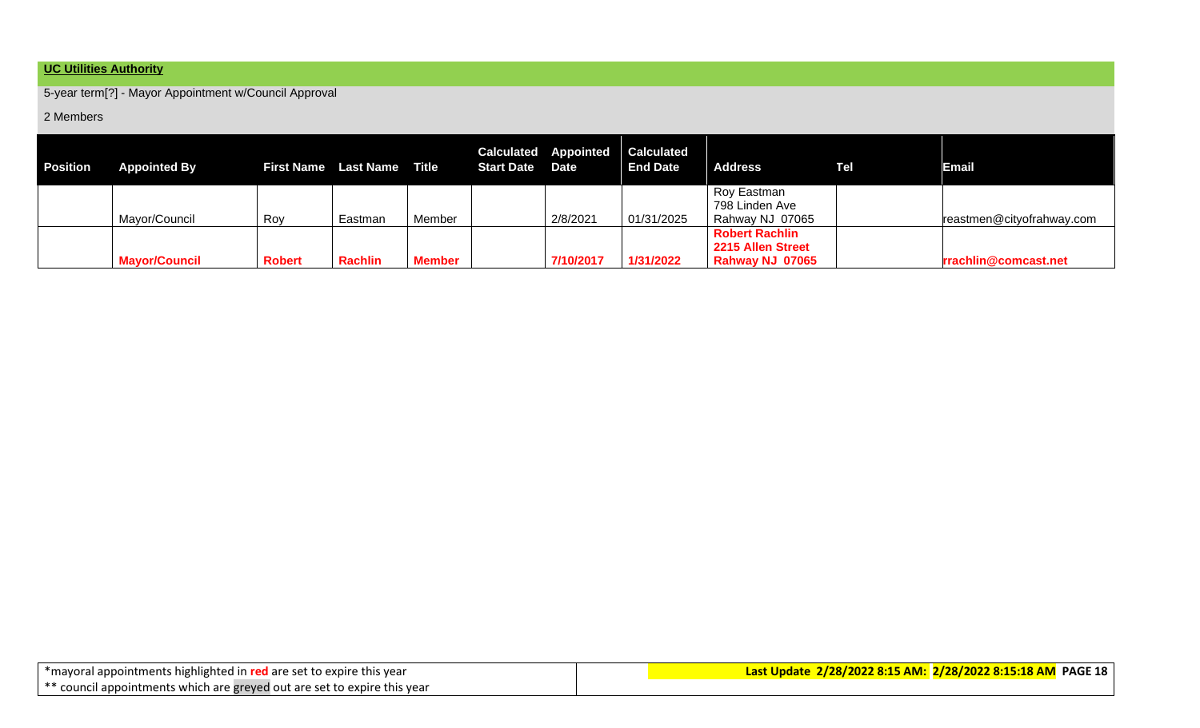## UC Utilities Authority

5-year term[?] - Mayor Appointment w/Council Approval

2 Members

| Position | Appointed By | First Name | Last Name | Title | Calculated Start Date | Appointed Date | Calculated End Date | Address | Tel | Email |
|---|---|---|---|---|---|---|---|---|---|---|
| | Mayor/Council | Roy | Eastman | Member | | 2/8/2021 | 01/31/2025 | Roy Eastman 798 Linden Ave Rahway NJ 07065 | | reastmen@cityofrahway.com |
| | **Mayor/Council** | **Robert** | **Rachlin** | **Member** | | **7/10/2017** | **1/31/2022** | **Robert Rachlin 2215 Allen Street Rahway NJ 07065** | | **rrachlin@comcast.net** |

*mayoral appointments highlighted in **red** are set to expire this year

** council appointments which are greyed out are set to expire this year

**Last Update 2/28/2022 8:15 AM: 2/28/2022 8:15:18 AM**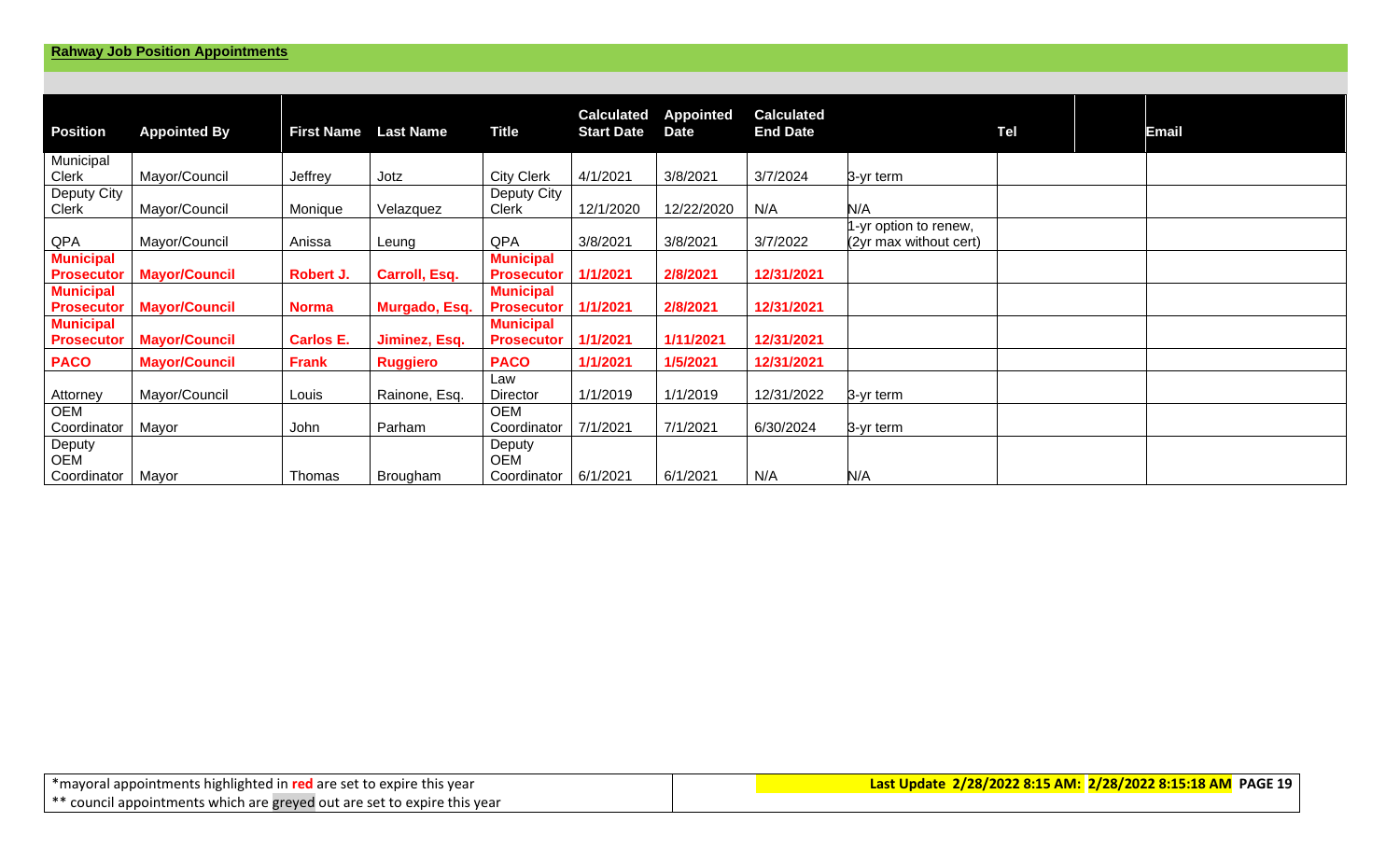## Rahway Job Position Appointments

| Position | Appointed By | First Name | Last Name | Title | Calculated Start Date | Appointed Date | Calculated End Date | | Tel | Email |
|---|---|---|---|---|---|---|---|---|---|---|
| Municipal Clerk | Mayor/Council | Jeffrey | Jotz | City Clerk | 4/1/2021 | 3/8/2021 | 3/7/2024 | 3-yr term | | |
| Deputy City Clerk | Mayor/Council | Monique | Velazquez | Deputy City Clerk | 12/1/2020 | 12/22/2020 | N/A | N/A | | |
| QPA | Mayor/Council | Anissa | Leung | QPA | 3/8/2021 | 3/8/2021 | 3/7/2022 | 1-yr option to renew, (2yr max without cert) | | |
| **Municipal Prosecutor** | **Mayor/Council** | **Robert J.** | **Carroll, Esq.** | **Municipal Prosecutor** | **1/1/2021** | **2/8/2021** | **12/31/2021** | | | |
| **Municipal Prosecutor** | **Mayor/Council** | **Norma** | **Murgado, Esq.** | **Municipal Prosecutor** | **1/1/2021** | **2/8/2021** | **12/31/2021** | | | |
| **Municipal Prosecutor** | **Mayor/Council** | **Carlos E.** | **Jiminez, Esq.** | **Municipal Prosecutor** | **1/1/2021** | **1/11/2021** | **12/31/2021** | | | |
| **PACO** | **Mayor/Council** | **Frank** | **Ruggiero** | **PACO** | **1/1/2021** | **1/5/2021** | **12/31/2021** | | | |
| Attorney | Mayor/Council | Louis | Rainone, Esq. | Law Director | 1/1/2019 | 1/1/2019 | 12/31/2022 | 3-yr term | | |
| OEM Coordinator | Mayor | John | Parham | OEM Coordinator | 7/1/2021 | 7/1/2021 | 6/30/2024 | 3-yr term | | |
| Deputy OEM Coordinator | Mayor | Thomas | Brougham | Deputy OEM Coordinator | 6/1/2021 | 6/1/2021 | N/A | N/A | | |

*mayoral appointments highlighted in **red** are set to expire this year
** council appointments which are greyed out are set to expire this year

**Last Update 2/28/2022 8:15 AM: 2/28/2022 8:15:18 AM**